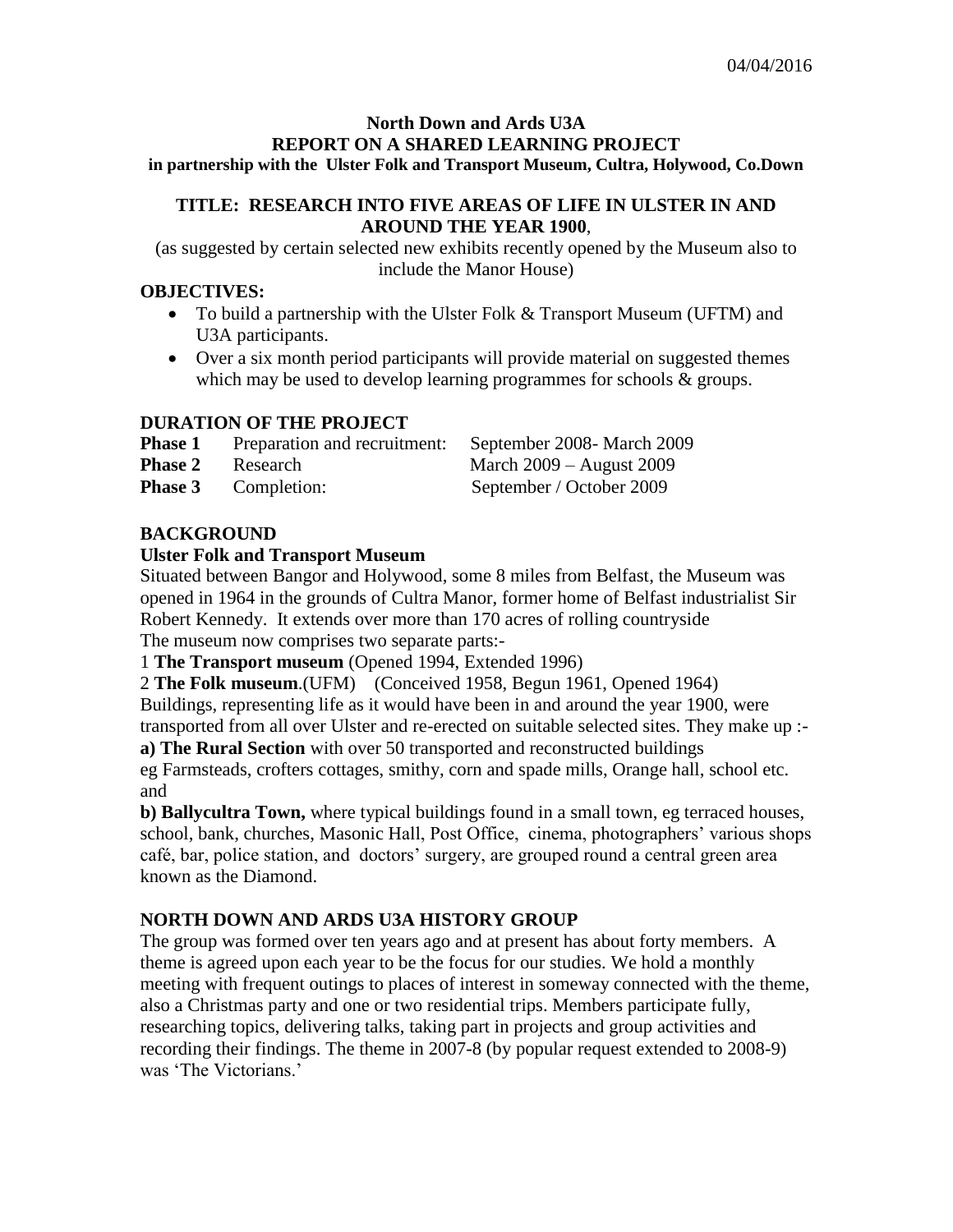04/04/2016

**North Down and Ards U3A**
**REPORT ON A SHARED LEARNING PROJECT**
**in partnership with the Ulster Folk and Transport Museum, Cultra, Holywood, Co.Down**

**TITLE: RESEARCH INTO FIVE AREAS OF LIFE IN ULSTER IN AND AROUND THE YEAR 1900**,

(as suggested by certain selected new exhibits recently opened by the Museum also to include the Manor House)

## OBJECTIVES:

- To build a partnership with the Ulster Folk & Transport Museum (UFTM) and U3A participants.
- Over a six month period participants will provide material on suggested themes which may be used to develop learning programmes for schools & groups.

## DURATION OF THE PROJECT

| | | |
|---|---|---|
| **Phase 1** | Preparation and recruitment: | September 2008- March 2009 |
| **Phase 2** | Research | March 2009 – August 2009 |
| **Phase 3** | Completion: | September / October 2009 |

## BACKGROUND

### Ulster Folk and Transport Museum

Situated between Bangor and Holywood, some 8 miles from Belfast, the Museum was opened in 1964 in the grounds of Cultra Manor, former home of Belfast industrialist Sir Robert Kennedy. It extends over more than 170 acres of rolling countryside
The museum now comprises two separate parts:-

1 **The Transport museum** (Opened 1994, Extended 1996)

2 **The Folk museum**.(UFM) (Conceived 1958, Begun 1961, Opened 1964)

Buildings, representing life as it would have been in and around the year 1900, were transported from all over Ulster and re-erected on suitable selected sites. They make up :-

**a) The Rural Section** with over 50 transported and reconstructed buildings eg Farmsteads, crofters cottages, smithy, corn and spade mills, Orange hall, school etc. and

**b) Ballycultra Town,** where typical buildings found in a small town, eg terraced houses, school, bank, churches, Masonic Hall, Post Office, cinema, photographers' various shops café, bar, police station, and doctors' surgery, are grouped round a central green area known as the Diamond.

## NORTH DOWN AND ARDS U3A HISTORY GROUP

The group was formed over ten years ago and at present has about forty members. A theme is agreed upon each year to be the focus for our studies. We hold a monthly meeting with frequent outings to places of interest in someway connected with the theme, also a Christmas party and one or two residential trips. Members participate fully, researching topics, delivering talks, taking part in projects and group activities and recording their findings. The theme in 2007-8 (by popular request extended to 2008-9) was 'The Victorians.'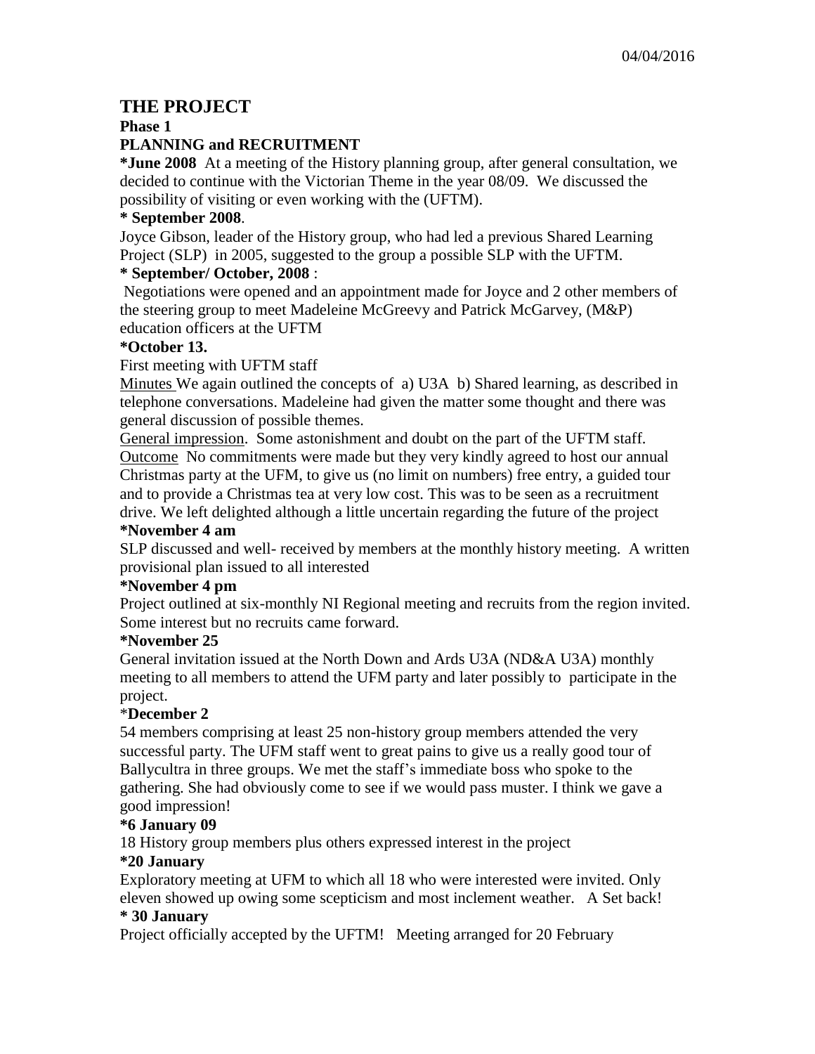04/04/2016

# THE PROJECT

**Phase 1**

**PLANNING and RECRUITMENT**

***June 2008** At a meeting of the History planning group, after general consultation, we decided to continue with the Victorian Theme in the year 08/09. We discussed the possibility of visiting or even working with the (UFTM).

**\* September 2008**.

Joyce Gibson, leader of the History group, who had led a previous Shared Learning Project (SLP) in 2005, suggested to the group a possible SLP with the UFTM.

**\* September/ October, 2008** :

Negotiations were opened and an appointment made for Joyce and 2 other members of the steering group to meet Madeleine McGreevy and Patrick McGarvey, (M&P) education officers at the UFTM

***October 13.**

First meeting with UFTM staff

<u>Minutes</u> We again outlined the concepts of a) U3A b) Shared learning, as described in telephone conversations. Madeleine had given the matter some thought and there was general discussion of possible themes.

<u>General impression</u>. Some astonishment and doubt on the part of the UFTM staff.

<u>Outcome</u> No commitments were made but they very kindly agreed to host our annual Christmas party at the UFM, to give us (no limit on numbers) free entry, a guided tour and to provide a Christmas tea at very low cost. This was to be seen as a recruitment drive. We left delighted although a little uncertain regarding the future of the project

***November 4 am**

SLP discussed and well- received by members at the monthly history meeting. A written provisional plan issued to all interested

***November 4 pm**

Project outlined at six-monthly NI Regional meeting and recruits from the region invited. Some interest but no recruits came forward.

***November 25**

General invitation issued at the North Down and Ards U3A (ND&A U3A) monthly meeting to all members to attend the UFM party and later possibly to participate in the project.

*__December 2__

54 members comprising at least 25 non-history group members attended the very successful party. The UFM staff went to great pains to give us a really good tour of Ballycultra in three groups. We met the staff's immediate boss who spoke to the gathering. She had obviously come to see if we would pass muster. I think we gave a good impression!

***6 January 09**

18 History group members plus others expressed interest in the project

***20 January**

Exploratory meeting at UFM to which all 18 who were interested were invited. Only eleven showed up owing some scepticism and most inclement weather. A Set back!

**\* 30 January**

Project officially accepted by the UFTM! Meeting arranged for 20 February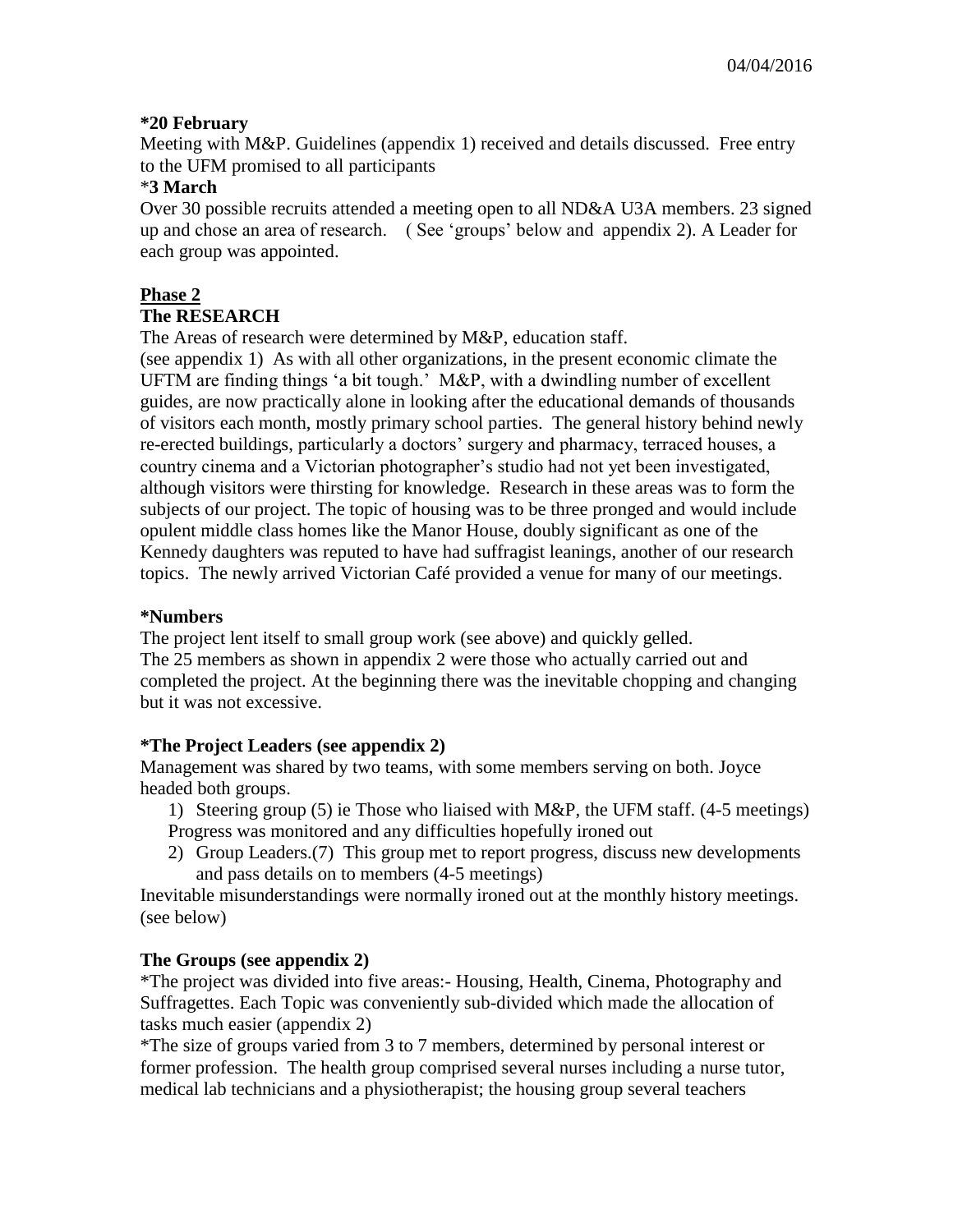04/04/2016

**\*20 February**

Meeting with M&P. Guidelines (appendix 1) received and details discussed. Free entry to the UFM promised to all participants

\***3 March**

Over 30 possible recruits attended a meeting open to all ND&A U3A members. 23 signed up and chose an area of research. ( See 'groups' below and appendix 2). A Leader for each group was appointed.

## Phase 2

### The RESEARCH

The Areas of research were determined by M&P, education staff.

(see appendix 1) As with all other organizations, in the present economic climate the UFTM are finding things 'a bit tough.' M&P, with a dwindling number of excellent guides, are now practically alone in looking after the educational demands of thousands of visitors each month, mostly primary school parties. The general history behind newly re-erected buildings, particularly a doctors' surgery and pharmacy, terraced houses, a country cinema and a Victorian photographer's studio had not yet been investigated, although visitors were thirsting for knowledge. Research in these areas was to form the subjects of our project. The topic of housing was to be three pronged and would include opulent middle class homes like the Manor House, doubly significant as one of the Kennedy daughters was reputed to have had suffragist leanings, another of our research topics. The newly arrived Victorian Café provided a venue for many of our meetings.

**\*Numbers**

The project lent itself to small group work (see above) and quickly gelled.

The 25 members as shown in appendix 2 were those who actually carried out and completed the project. At the beginning there was the inevitable chopping and changing but it was not excessive.

**\*The Project Leaders (see appendix 2)**

Management was shared by two teams, with some members serving on both. Joyce headed both groups.

1) Steering group (5) ie Those who liaised with M&P, the UFM staff. (4-5 meetings) Progress was monitored and any difficulties hopefully ironed out
2) Group Leaders.(7) This group met to report progress, discuss new developments and pass details on to members (4-5 meetings)

Inevitable misunderstandings were normally ironed out at the monthly history meetings. (see below)

**The Groups (see appendix 2)**

\*The project was divided into five areas:- Housing, Health, Cinema, Photography and Suffragettes. Each Topic was conveniently sub-divided which made the allocation of tasks much easier (appendix 2)

\*The size of groups varied from 3 to 7 members, determined by personal interest or former profession. The health group comprised several nurses including a nurse tutor, medical lab technicians and a physiotherapist; the housing group several teachers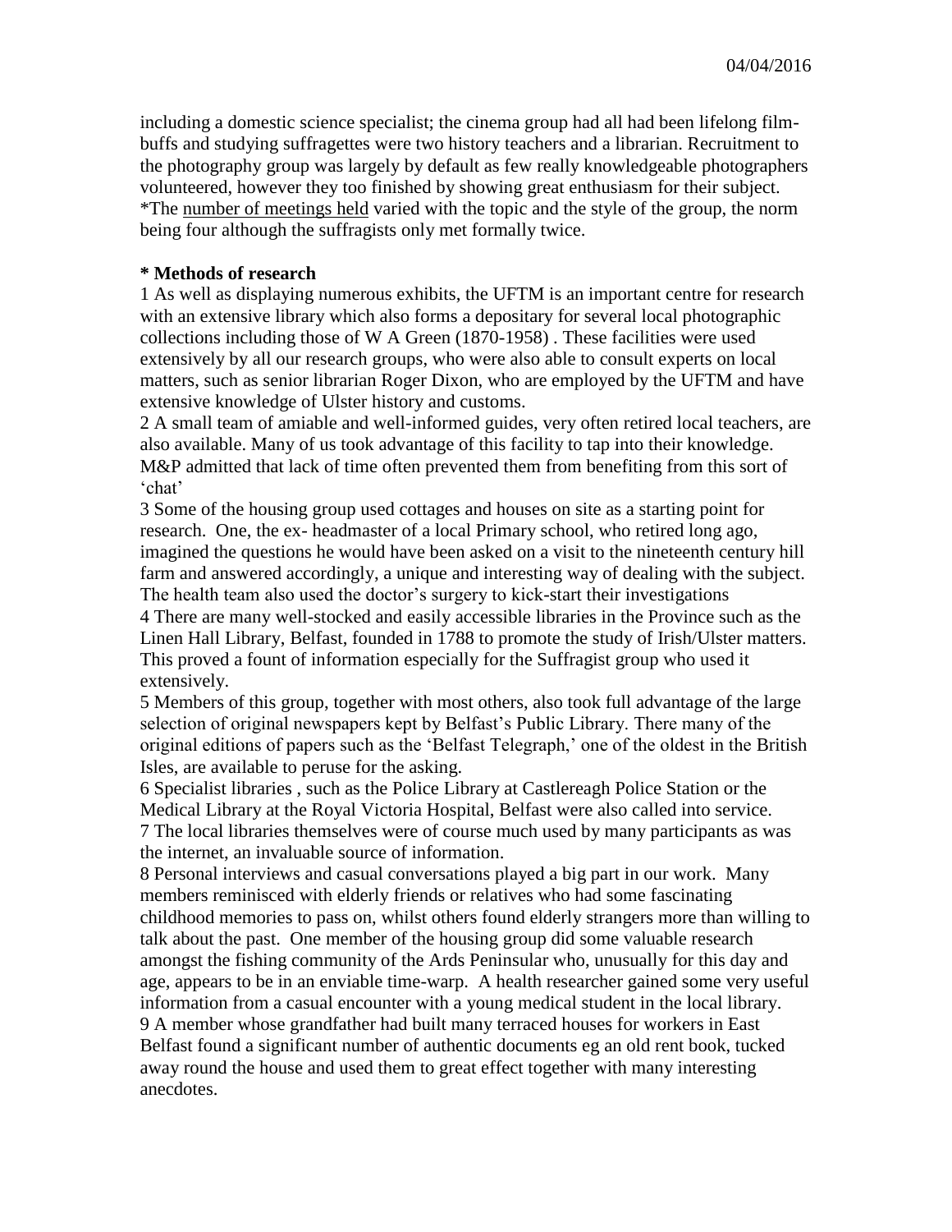including a domestic science specialist; the cinema group had all had been lifelong film-buffs and studying suffragettes were two history teachers and a librarian. Recruitment to the photography group was largely by default as few really knowledgeable photographers volunteered, however they too finished by showing great enthusiasm for their subject.
*The <u>number of meetings held</u> varied with the topic and the style of the group, the norm being four although the suffragists only met formally twice.

**\* Methods of research**

1 As well as displaying numerous exhibits, the UFTM is an important centre for research with an extensive library which also forms a depositary for several local photographic collections including those of W A Green (1870-1958) . These facilities were used extensively by all our research groups, who were also able to consult experts on local matters, such as senior librarian Roger Dixon, who are employed by the UFTM and have extensive knowledge of Ulster history and customs.
2 A small team of amiable and well-informed guides, very often retired local teachers, are also available. Many of us took advantage of this facility to tap into their knowledge. M&P admitted that lack of time often prevented them from benefiting from this sort of 'chat'
3 Some of the housing group used cottages and houses on site as a starting point for research. One, the ex- headmaster of a local Primary school, who retired long ago, imagined the questions he would have been asked on a visit to the nineteenth century hill farm and answered accordingly, a unique and interesting way of dealing with the subject. The health team also used the doctor's surgery to kick-start their investigations
4 There are many well-stocked and easily accessible libraries in the Province such as the Linen Hall Library, Belfast, founded in 1788 to promote the study of Irish/Ulster matters. This proved a fount of information especially for the Suffragist group who used it extensively.
5 Members of this group, together with most others, also took full advantage of the large selection of original newspapers kept by Belfast's Public Library. There many of the original editions of papers such as the 'Belfast Telegraph,' one of the oldest in the British Isles, are available to peruse for the asking.
6 Specialist libraries , such as the Police Library at Castlereagh Police Station or the Medical Library at the Royal Victoria Hospital, Belfast were also called into service.
7 The local libraries themselves were of course much used by many participants as was the internet, an invaluable source of information.
8 Personal interviews and casual conversations played a big part in our work. Many members reminisced with elderly friends or relatives who had some fascinating childhood memories to pass on, whilst others found elderly strangers more than willing to talk about the past. One member of the housing group did some valuable research amongst the fishing community of the Ards Peninsular who, unusually for this day and age, appears to be in an enviable time-warp. A health researcher gained some very useful information from a casual encounter with a young medical student in the local library.
9 A member whose grandfather had built many terraced houses for workers in East Belfast found a significant number of authentic documents eg an old rent book, tucked away round the house and used them to great effect together with many interesting anecdotes.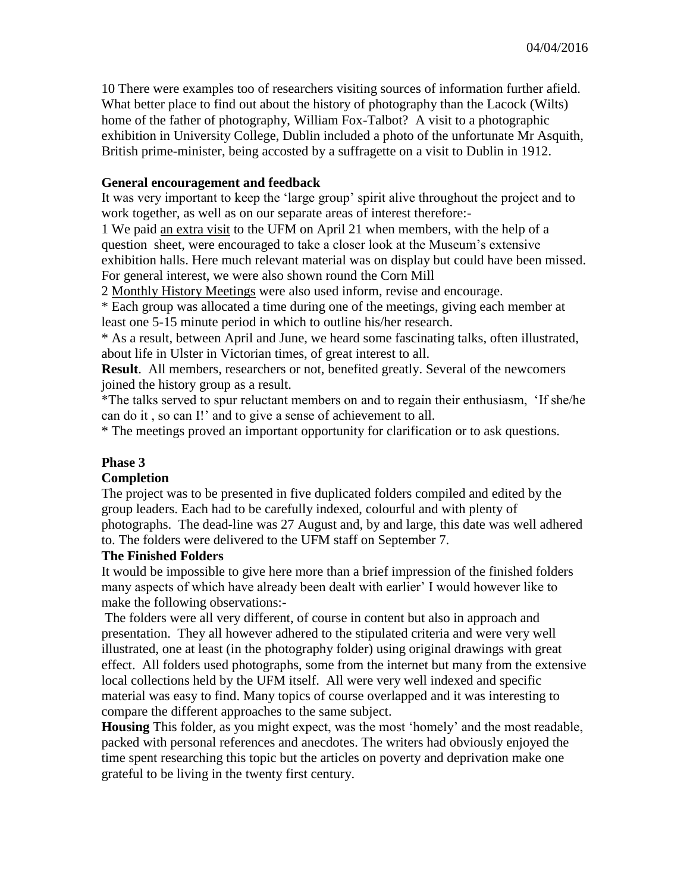10 There were examples too of researchers visiting sources of information further afield. What better place to find out about the history of photography than the Lacock (Wilts) home of the father of photography, William Fox-Talbot? A visit to a photographic exhibition in University College, Dublin included a photo of the unfortunate Mr Asquith, British prime-minister, being accosted by a suffragette on a visit to Dublin in 1912.

**General encouragement and feedback**

It was very important to keep the 'large group' spirit alive throughout the project and to work together, as well as on our separate areas of interest therefore:-

1 We paid <u>an extra visit</u> to the UFM on April 21 when members, with the help of a question sheet, were encouraged to take a closer look at the Museum's extensive exhibition halls. Here much relevant material was on display but could have been missed. For general interest, we were also shown round the Corn Mill

2 <u>Monthly History Meetings</u> were also used inform, revise and encourage.

* Each group was allocated a time during one of the meetings, giving each member at least one 5-15 minute period in which to outline his/her research.

* As a result, between April and June, we heard some fascinating talks, often illustrated, about life in Ulster in Victorian times, of great interest to all.

**Result**. All members, researchers or not, benefited greatly. Several of the newcomers joined the history group as a result.

*The talks served to spur reluctant members on and to regain their enthusiasm, 'If she/he can do it , so can I!' and to give a sense of achievement to all.

* The meetings proved an important opportunity for clarification or to ask questions.

**Phase 3**

**Completion**

The project was to be presented in five duplicated folders compiled and edited by the group leaders. Each had to be carefully indexed, colourful and with plenty of photographs. The dead-line was 27 August and, by and large, this date was well adhered to. The folders were delivered to the UFM staff on September 7.

**The Finished Folders**

It would be impossible to give here more than a brief impression of the finished folders many aspects of which have already been dealt with earlier' I would however like to make the following observations:-

The folders were all very different, of course in content but also in approach and presentation. They all however adhered to the stipulated criteria and were very well illustrated, one at least (in the photography folder) using original drawings with great effect. All folders used photographs, some from the internet but many from the extensive local collections held by the UFM itself. All were very well indexed and specific material was easy to find. Many topics of course overlapped and it was interesting to compare the different approaches to the same subject.

**Housing** This folder, as you might expect, was the most 'homely' and the most readable, packed with personal references and anecdotes. The writers had obviously enjoyed the time spent researching this topic but the articles on poverty and deprivation make one grateful to be living in the twenty first century.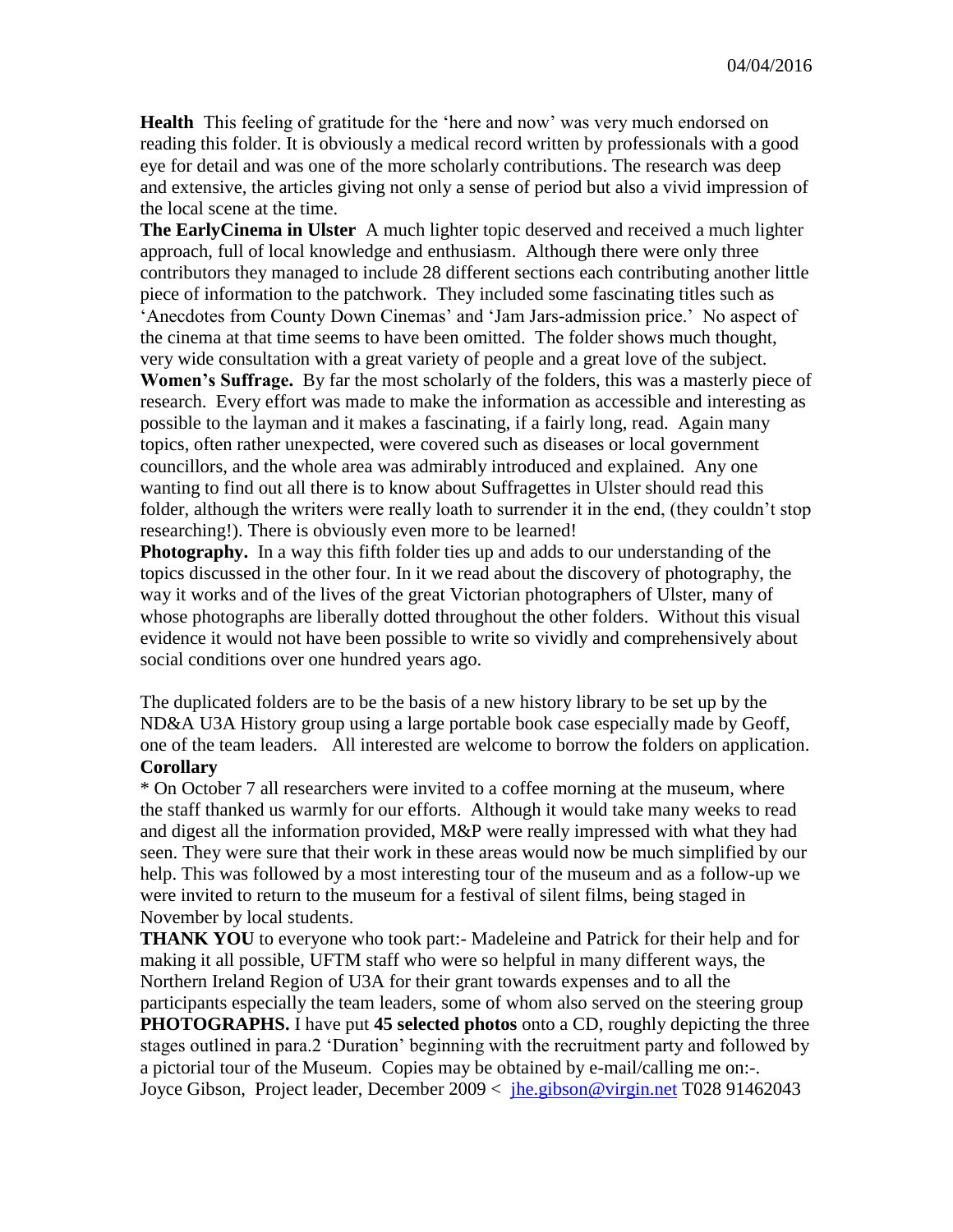**Health** This feeling of gratitude for the 'here and now' was very much endorsed on reading this folder. It is obviously a medical record written by professionals with a good eye for detail and was one of the more scholarly contributions. The research was deep and extensive, the articles giving not only a sense of period but also a vivid impression of the local scene at the time.

**The EarlyCinema in Ulster** A much lighter topic deserved and received a much lighter approach, full of local knowledge and enthusiasm. Although there were only three contributors they managed to include 28 different sections each contributing another little piece of information to the patchwork. They included some fascinating titles such as 'Anecdotes from County Down Cinemas' and 'Jam Jars-admission price.' No aspect of the cinema at that time seems to have been omitted. The folder shows much thought, very wide consultation with a great variety of people and a great love of the subject.

**Women's Suffrage.** By far the most scholarly of the folders, this was a masterly piece of research. Every effort was made to make the information as accessible and interesting as possible to the layman and it makes a fascinating, if a fairly long, read. Again many topics, often rather unexpected, were covered such as diseases or local government councillors, and the whole area was admirably introduced and explained. Any one wanting to find out all there is to know about Suffragettes in Ulster should read this folder, although the writers were really loath to surrender it in the end, (they couldn't stop researching!). There is obviously even more to be learned!

**Photography.** In a way this fifth folder ties up and adds to our understanding of the topics discussed in the other four. In it we read about the discovery of photography, the way it works and of the lives of the great Victorian photographers of Ulster, many of whose photographs are liberally dotted throughout the other folders. Without this visual evidence it would not have been possible to write so vividly and comprehensively about social conditions over one hundred years ago.

The duplicated folders are to be the basis of a new history library to be set up by the ND&A U3A History group using a large portable book case especially made by Geoff, one of the team leaders. All interested are welcome to borrow the folders on application.

**Corollary**

* On October 7 all researchers were invited to a coffee morning at the museum, where the staff thanked us warmly for our efforts. Although it would take many weeks to read and digest all the information provided, M&P were really impressed with what they had seen. They were sure that their work in these areas would now be much simplified by our help. This was followed by a most interesting tour of the museum and as a follow-up we were invited to return to the museum for a festival of silent films, being staged in November by local students.

**THANK YOU** to everyone who took part:- Madeleine and Patrick for their help and for making it all possible, UFTM staff who were so helpful in many different ways, the Northern Ireland Region of U3A for their grant towards expenses and to all the participants especially the team leaders, some of whom also served on the steering group

**PHOTOGRAPHS.** I have put **45 selected photos** onto a CD, roughly depicting the three stages outlined in para.2 'Duration' beginning with the recruitment party and followed by a pictorial tour of the Museum. Copies may be obtained by e-mail/calling me on:-.

Joyce Gibson, Project leader, December 2009 < jhe.gibson@virgin.net T028 91462043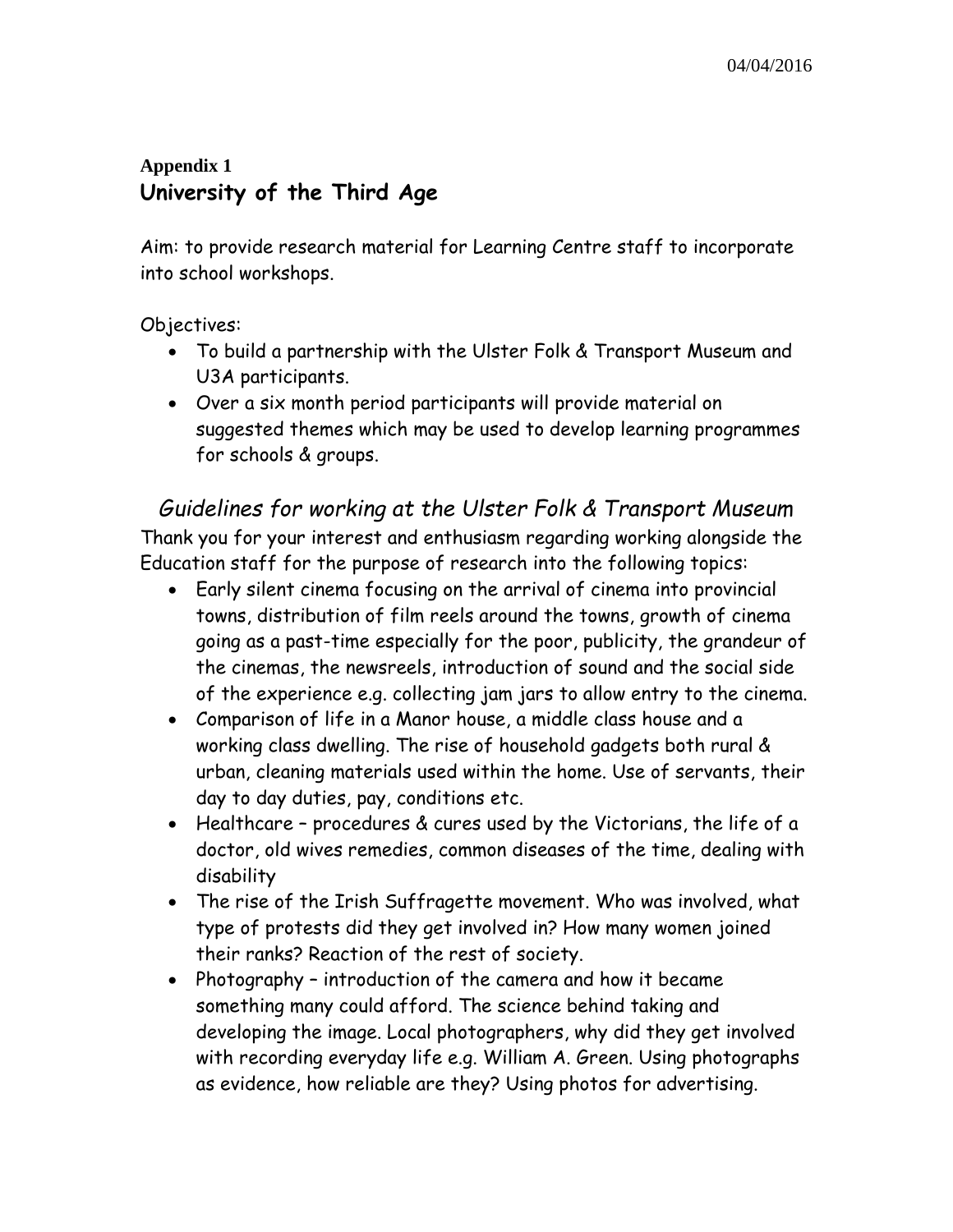04/04/2016

**Appendix 1**

## University of the Third Age

Aim: to provide research material for Learning Centre staff to incorporate into school workshops.

Objectives:

- To build a partnership with the Ulster Folk & Transport Museum and U3A participants.
- Over a six month period participants will provide material on suggested themes which may be used to develop learning programmes for schools & groups.

### *Guidelines for working at the Ulster Folk & Transport Museum*

Thank you for your interest and enthusiasm regarding working alongside the Education staff for the purpose of research into the following topics:

- Early silent cinema focusing on the arrival of cinema into provincial towns, distribution of film reels around the towns, growth of cinema going as a past-time especially for the poor, publicity, the grandeur of the cinemas, the newsreels, introduction of sound and the social side of the experience e.g. collecting jam jars to allow entry to the cinema.
- Comparison of life in a Manor house, a middle class house and a working class dwelling. The rise of household gadgets both rural & urban, cleaning materials used within the home. Use of servants, their day to day duties, pay, conditions etc.
- Healthcare – procedures & cures used by the Victorians, the life of a doctor, old wives remedies, common diseases of the time, dealing with disability
- The rise of the Irish Suffragette movement. Who was involved, what type of protests did they get involved in? How many women joined their ranks? Reaction of the rest of society.
- Photography – introduction of the camera and how it became something many could afford. The science behind taking and developing the image. Local photographers, why did they get involved with recording everyday life e.g. William A. Green. Using photographs as evidence, how reliable are they? Using photos for advertising.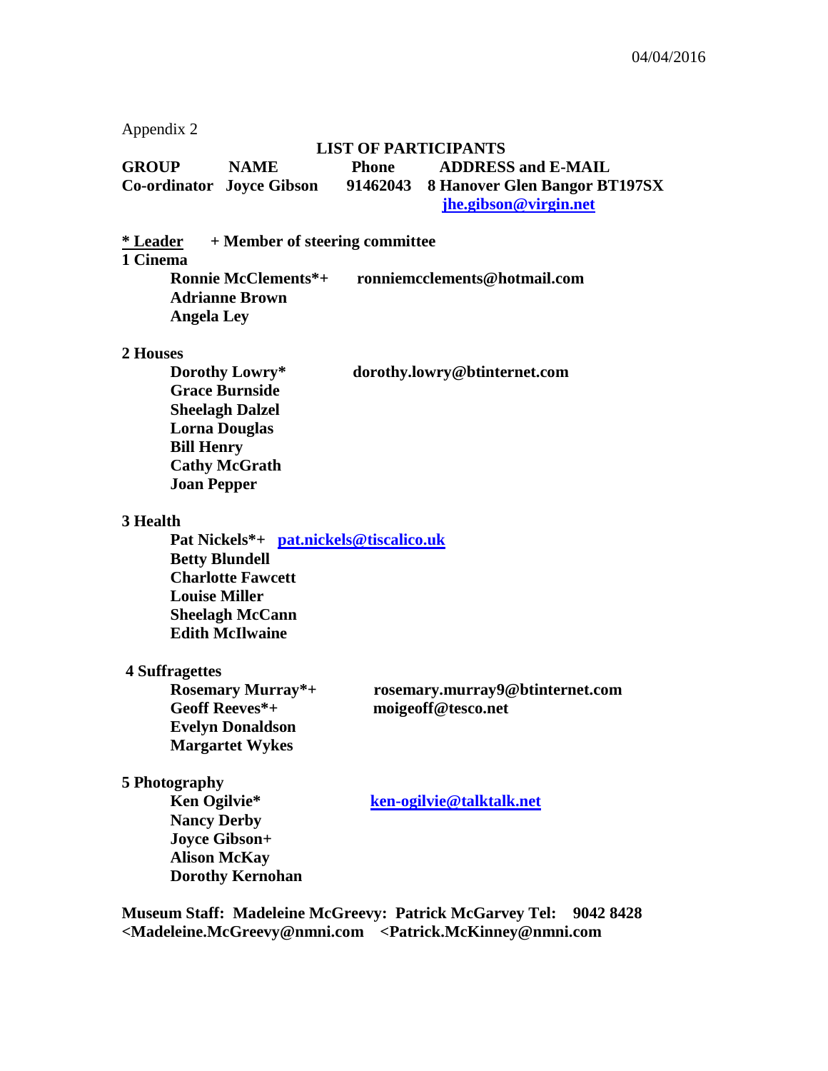04/04/2016

Appendix 2

**LIST OF PARTICIPANTS**

| GROUP | NAME | Phone | ADDRESS and E-MAIL |
|---|---|---|---|
| Co-ordinator | Joyce Gibson | 91462043 | 8 Hanover Glen Bangor BT197SX<br>jhe.gibson@virgin.net |

**<u>* Leader</u>** **+ Member of steering committee**

**1 Cinema**

- **Ronnie McClements*+** ronniemcclements@hotmail.com
- **Adrianne Brown**
- **Angela Ley**

**2 Houses**

- **Dorothy Lowry*** dorothy.lowry@btinternet.com
- **Grace Burnside**
- **Sheelagh Dalzel**
- **Lorna Douglas**
- **Bill Henry**
- **Cathy McGrath**
- **Joan Pepper**

**3 Health**

- **Pat Nickels*+** pat.nickels@tiscalico.uk
- **Betty Blundell**
- **Charlotte Fawcett**
- **Louise Miller**
- **Sheelagh McCann**
- **Edith McIlwaine**

**4 Suffragettes**

- **Rosemary Murray*+** rosemary.murray9@btinternet.com
- **Geoff Reeves*+** moigeoff@tesco.net
- **Evelyn Donaldson**
- **Margartet Wykes**

**5 Photography**

- **Ken Ogilvie*** ken-ogilvie@talktalk.net
- **Nancy Derby**
- **Joyce Gibson+**
- **Alison McKay**
- **Dorothy Kernohan**

**Museum Staff: Madeleine McGreevy: Patrick McGarvey Tel: 9042 8428**
**<Madeleine.McGreevy@nmni.com <Patrick.McKinney@nmni.com**